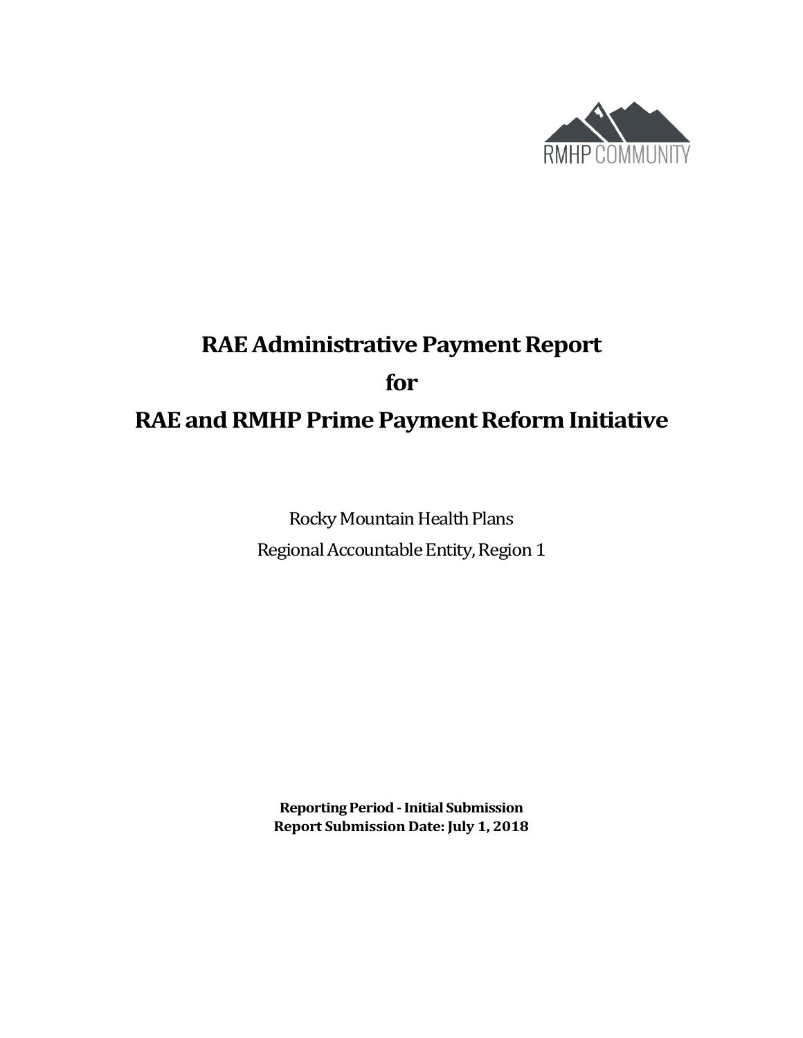RMHP COMMUNITY

# RAE Administrative Payment Report

# for

# RAE and RMHP Prime Payment Reform Initiative

Rocky Mountain Health Plans

Regional Accountable Entity, Region 1

**Reporting Period - Initial Submission**
**Report Submission Date: July 1, 2018**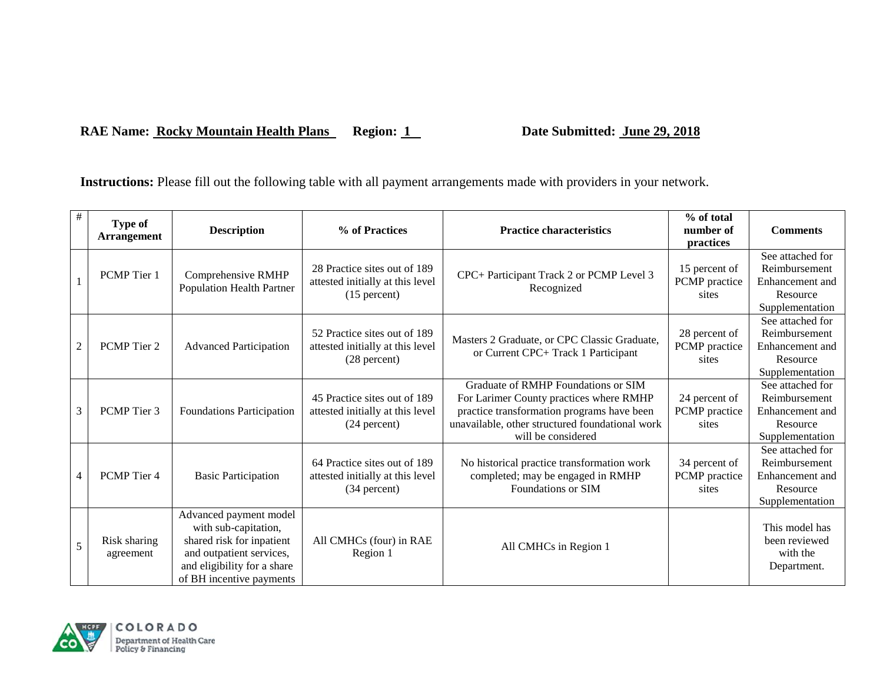**RAE Name:** Rocky Mountain Health Plans **Region:** 1 **Date Submitted:** June 29, 2018

**Instructions:** Please fill out the following table with all payment arrangements made with providers in your network.

| # | Type of Arrangement | Description | % of Practices | Practice characteristics | % of total number of practices | Comments |
|---|---|---|---|---|---|---|
| 1 | PCMP Tier 1 | Comprehensive RMHP Population Health Partner | 28 Practice sites out of 189 attested initially at this level (15 percent) | CPC+ Participant Track 2 or PCMP Level 3 Recognized | 15 percent of PCMP practice sites | See attached for Reimbursement Enhancement and Resource Supplementation |
| 2 | PCMP Tier 2 | Advanced Participation | 52 Practice sites out of 189 attested initially at this level (28 percent) | Masters 2 Graduate, or CPC Classic Graduate, or Current CPC+ Track 1 Participant | 28 percent of PCMP practice sites | See attached for Reimbursement Enhancement and Resource Supplementation |
| 3 | PCMP Tier 3 | Foundations Participation | 45 Practice sites out of 189 attested initially at this level (24 percent) | Graduate of RMHP Foundations or SIM For Larimer County practices where RMHP practice transformation programs have been unavailable, other structured foundational work will be considered | 24 percent of PCMP practice sites | See attached for Reimbursement Enhancement and Resource Supplementation |
| 4 | PCMP Tier 4 | Basic Participation | 64 Practice sites out of 189 attested initially at this level (34 percent) | No historical practice transformation work completed; may be engaged in RMHP Foundations or SIM | 34 percent of PCMP practice sites | See attached for Reimbursement Enhancement and Resource Supplementation |
| 5 | Risk sharing agreement | Advanced payment model with sub-capitation, shared risk for inpatient and outpatient services, and eligibility for a share of BH incentive payments | All CMHCs (four) in RAE Region 1 | All CMHCs in Region 1 | | This model has been reviewed with the Department. |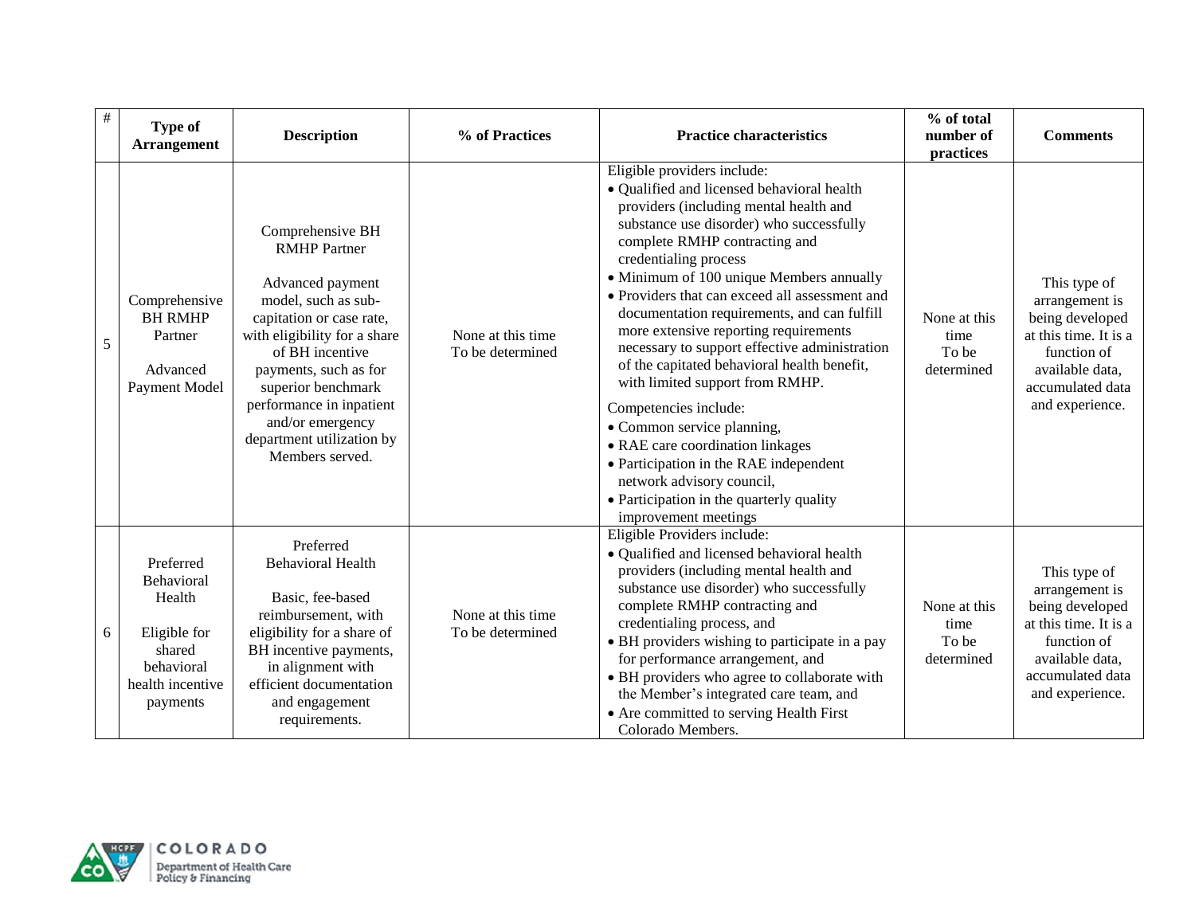| # | Type of Arrangement | Description | % of Practices | Practice characteristics | % of total number of practices | Comments |
|---|---|---|---|---|---|---|
| 5 | Comprehensive BH RMHP Partner<br><br>Advanced Payment Model | Comprehensive BH RMHP Partner<br><br>Advanced payment model, such as sub-capitation or case rate, with eligibility for a share of BH incentive payments, such as for superior benchmark performance in inpatient and/or emergency department utilization by Members served. | None at this time<br>To be determined | Eligible providers include:<br>• Qualified and licensed behavioral health providers (including mental health and substance use disorder) who successfully complete RMHP contracting and credentialing process<br>• Minimum of 100 unique Members annually<br>• Providers that can exceed all assessment and documentation requirements, and can fulfill more extensive reporting requirements necessary to support effective administration of the capitated behavioral health benefit, with limited support from RMHP.<br><br>Competencies include:<br>• Common service planning,<br>• RAE care coordination linkages<br>• Participation in the RAE independent network advisory council,<br>• Participation in the quarterly quality improvement meetings | None at this time<br>To be determined | This type of arrangement is being developed at this time. It is a function of available data, accumulated data and experience. |
| 6 | Preferred Behavioral Health<br><br>Eligible for shared behavioral health incentive payments | Preferred Behavioral Health<br><br>Basic, fee-based reimbursement, with eligibility for a share of BH incentive payments, in alignment with efficient documentation and engagement requirements. | None at this time<br>To be determined | Eligible Providers include:<br>• Qualified and licensed behavioral health providers (including mental health and substance use disorder) who successfully complete RMHP contracting and credentialing process, and<br>• BH providers wishing to participate in a pay for performance arrangement, and<br>• BH providers who agree to collaborate with the Member's integrated care team, and<br>• Are committed to serving Health First Colorado Members. | None at this time<br>To be determined | This type of arrangement is being developed at this time. It is a function of available data, accumulated data and experience. |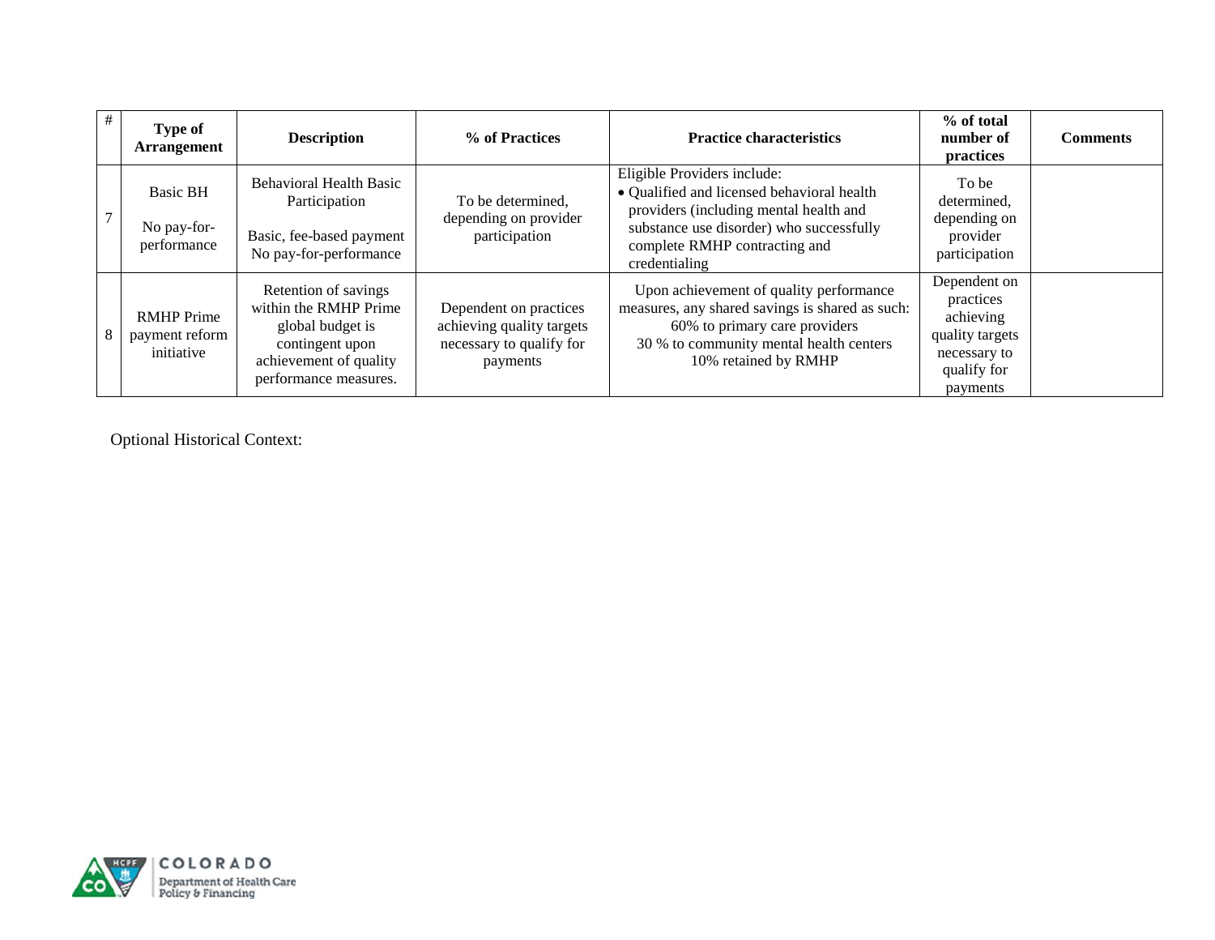| # | Type of Arrangement | Description | % of Practices | Practice characteristics | % of total number of practices | Comments |
|---|---|---|---|---|---|---|
| 7 | Basic BH<br><br>No pay-for-performance | Behavioral Health Basic Participation<br><br>Basic, fee-based payment<br>No pay-for-performance | To be determined, depending on provider participation | Eligible Providers include:<br>• Qualified and licensed behavioral health providers (including mental health and substance use disorder) who successfully complete RMHP contracting and credentialing | To be determined, depending on provider participation | |
| 8 | RMHP Prime payment reform initiative | Retention of savings within the RMHP Prime global budget is contingent upon achievement of quality performance measures. | Dependent on practices achieving quality targets necessary to qualify for payments | Upon achievement of quality performance measures, any shared savings is shared as such:<br>60% to primary care providers<br>30 % to community mental health centers<br>10% retained by RMHP | Dependent on practices achieving quality targets necessary to qualify for payments | |

Optional Historical Context: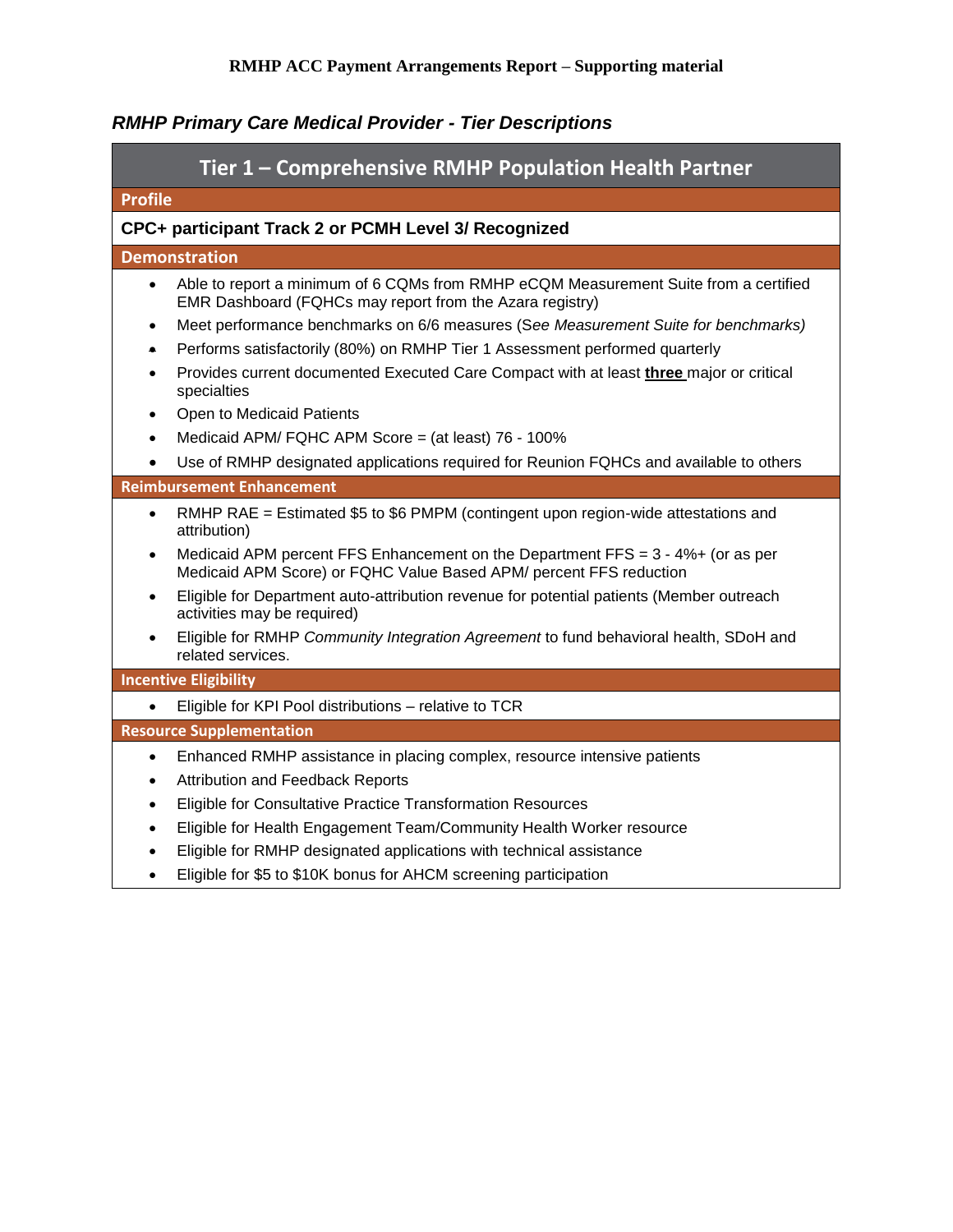RMHP ACC Payment Arrangements Report – Supporting material

### *RMHP Primary Care Medical Provider - Tier Descriptions*

## Tier 1 – Comprehensive RMHP Population Health Partner

**Profile**

**CPC+ participant Track 2 or PCMH Level 3/ Recognized**

**Demonstration**

- Able to report a minimum of 6 CQMs from RMHP eCQM Measurement Suite from a certified EMR Dashboard (FQHCs may report from the Azara registry)
- Meet performance benchmarks on 6/6 measures (S*ee Measurement Suite for benchmarks)*
- Performs satisfactorily (80%) on RMHP Tier 1 Assessment performed quarterly
- Provides current documented Executed Care Compact with at least **three** major or critical specialties
- Open to Medicaid Patients
- Medicaid APM/ FQHC APM Score = (at least) 76 - 100%
- Use of RMHP designated applications required for Reunion FQHCs and available to others

**Reimbursement Enhancement**

- RMHP RAE = Estimated $5 to $6 PMPM (contingent upon region-wide attestations and attribution)
- Medicaid APM percent FFS Enhancement on the Department FFS = 3 - 4%+ (or as per Medicaid APM Score) or FQHC Value Based APM/ percent FFS reduction
- Eligible for Department auto-attribution revenue for potential patients (Member outreach activities may be required)
- Eligible for RMHP *Community Integration Agreement* to fund behavioral health, SDoH and related services.

**Incentive Eligibility**

- Eligible for KPI Pool distributions – relative to TCR

**Resource Supplementation**

- Enhanced RMHP assistance in placing complex, resource intensive patients
- Attribution and Feedback Reports
- Eligible for Consultative Practice Transformation Resources
- Eligible for Health Engagement Team/Community Health Worker resource
- Eligible for RMHP designated applications with technical assistance
- Eligible for $5 to $10K bonus for AHCM screening participation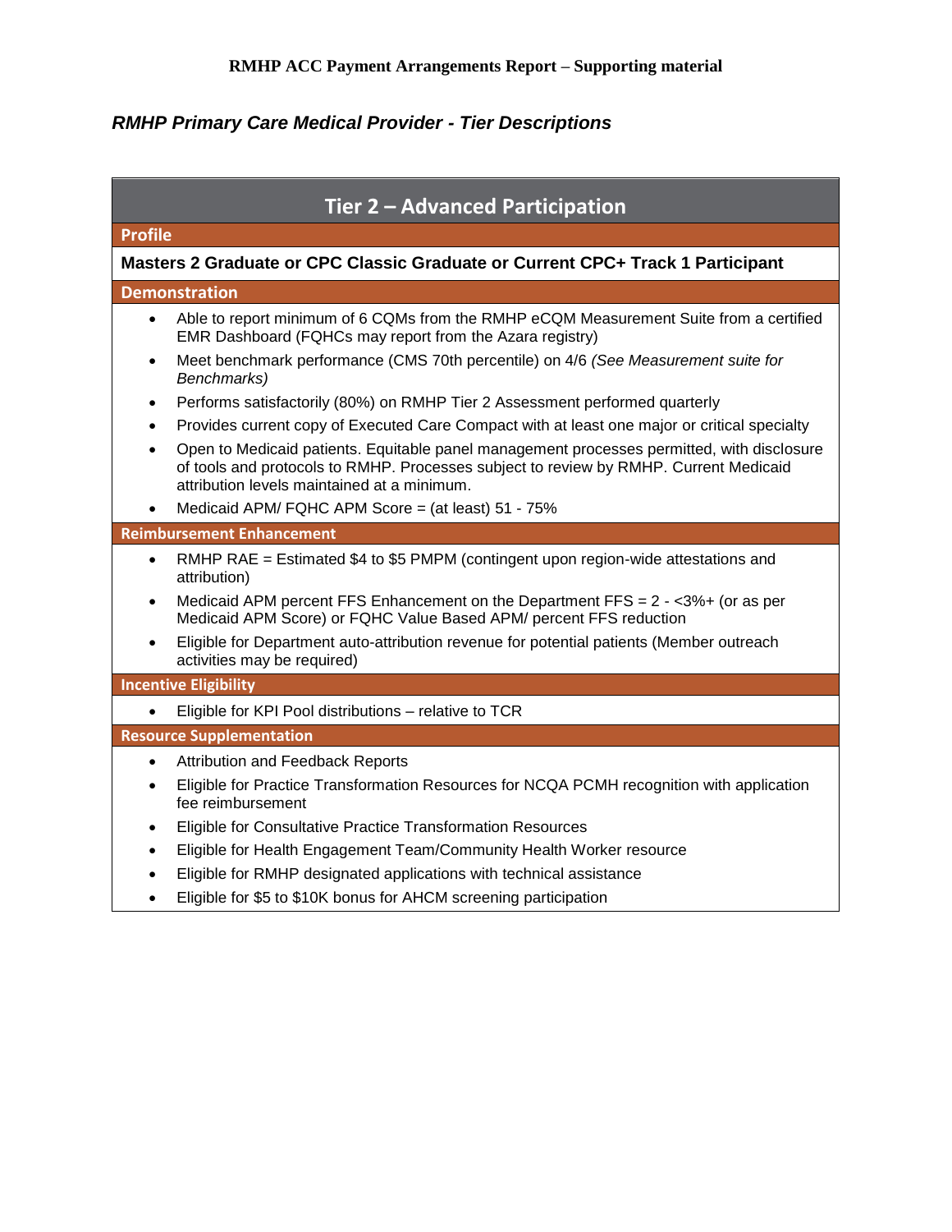**RMHP ACC Payment Arrangements Report – Supporting material**

## *RMHP Primary Care Medical Provider - Tier Descriptions*

### Tier 2 – Advanced Participation

#### Profile

**Masters 2 Graduate or CPC Classic Graduate or Current CPC+ Track 1 Participant**

#### Demonstration

- Able to report minimum of 6 CQMs from the RMHP eCQM Measurement Suite from a certified EMR Dashboard (FQHCs may report from the Azara registry)
- Meet benchmark performance (CMS 70th percentile) on 4/6 *(See Measurement suite for Benchmarks)*
- Performs satisfactorily (80%) on RMHP Tier 2 Assessment performed quarterly
- Provides current copy of Executed Care Compact with at least one major or critical specialty
- Open to Medicaid patients. Equitable panel management processes permitted, with disclosure of tools and protocols to RMHP. Processes subject to review by RMHP. Current Medicaid attribution levels maintained at a minimum.
- Medicaid APM/ FQHC APM Score = (at least) 51 - 75%

#### Reimbursement Enhancement

- RMHP RAE = Estimated $4 to $5 PMPM (contingent upon region-wide attestations and attribution)
- Medicaid APM percent FFS Enhancement on the Department FFS = 2 - <3%+ (or as per Medicaid APM Score) or FQHC Value Based APM/ percent FFS reduction
- Eligible for Department auto-attribution revenue for potential patients (Member outreach activities may be required)

#### Incentive Eligibility

- Eligible for KPI Pool distributions – relative to TCR

#### Resource Supplementation

- Attribution and Feedback Reports
- Eligible for Practice Transformation Resources for NCQA PCMH recognition with application fee reimbursement
- Eligible for Consultative Practice Transformation Resources
- Eligible for Health Engagement Team/Community Health Worker resource
- Eligible for RMHP designated applications with technical assistance
- Eligible for $5 to $10K bonus for AHCM screening participation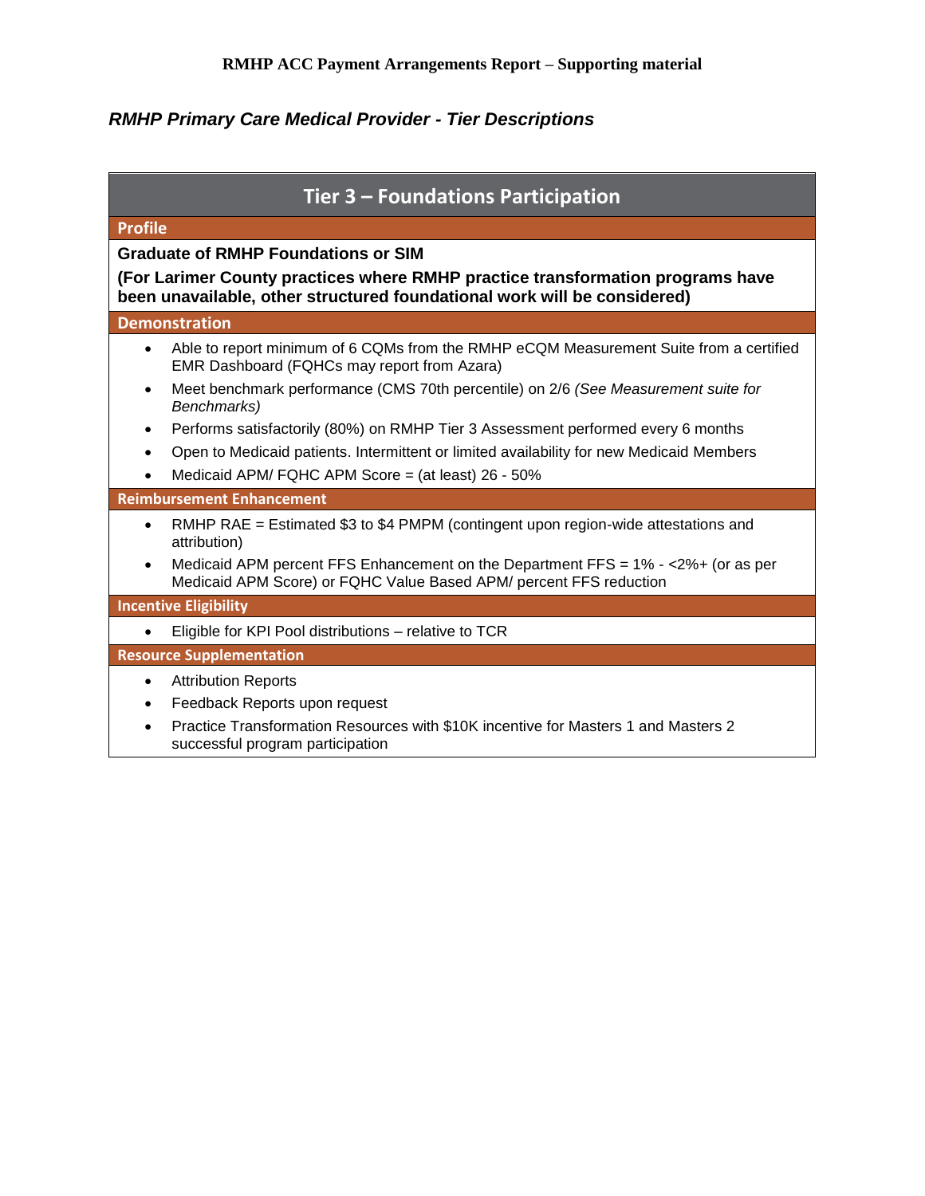**RMHP ACC Payment Arrangements Report – Supporting material**

## *RMHP Primary Care Medical Provider - Tier Descriptions*

### Tier 3 – Foundations Participation

#### Profile

**Graduate of RMHP Foundations or SIM**

**(For Larimer County practices where RMHP practice transformation programs have been unavailable, other structured foundational work will be considered)**

#### Demonstration

- Able to report minimum of 6 CQMs from the RMHP eCQM Measurement Suite from a certified EMR Dashboard (FQHCs may report from Azara)
- Meet benchmark performance (CMS 70th percentile) on 2/6 *(See Measurement suite for Benchmarks)*
- Performs satisfactorily (80%) on RMHP Tier 3 Assessment performed every 6 months
- Open to Medicaid patients. Intermittent or limited availability for new Medicaid Members
- Medicaid APM/ FQHC APM Score = (at least) 26 - 50%

#### Reimbursement Enhancement

- RMHP RAE = Estimated $3 to $4 PMPM (contingent upon region-wide attestations and attribution)
- Medicaid APM percent FFS Enhancement on the Department FFS = 1% - <2%+ (or as per Medicaid APM Score) or FQHC Value Based APM/ percent FFS reduction

#### Incentive Eligibility

- Eligible for KPI Pool distributions – relative to TCR

#### Resource Supplementation

- Attribution Reports
- Feedback Reports upon request
- Practice Transformation Resources with $10K incentive for Masters 1 and Masters 2 successful program participation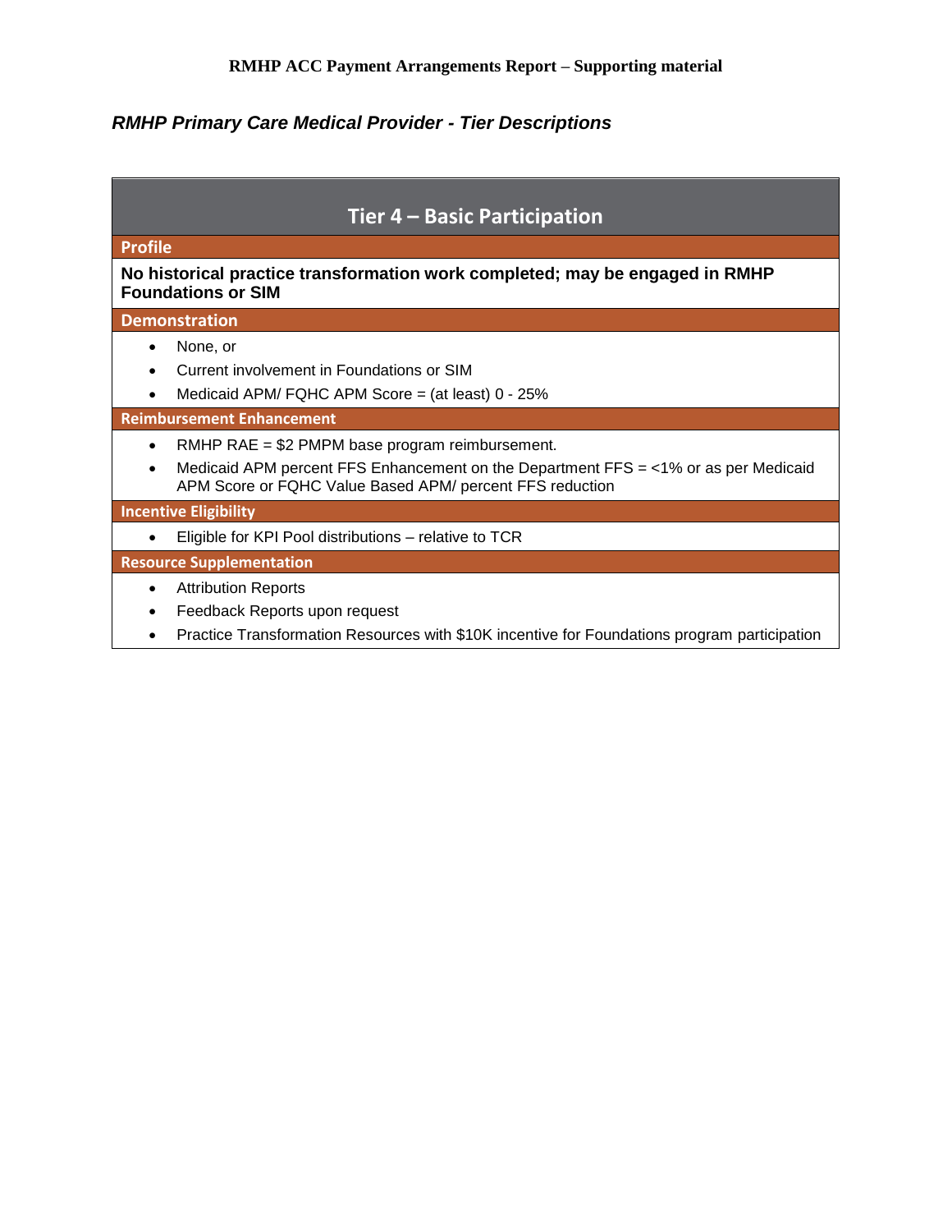### *RMHP Primary Care Medical Provider - Tier Descriptions*

## Tier 4 – Basic Participation

**Profile**

**No historical practice transformation work completed; may be engaged in RMHP Foundations or SIM**

**Demonstration**

- None, or
- Current involvement in Foundations or SIM
- Medicaid APM/ FQHC APM Score = (at least) 0 - 25%

**Reimbursement Enhancement**

- RMHP RAE = $2 PMPM base program reimbursement.
- Medicaid APM percent FFS Enhancement on the Department FFS = <1% or as per Medicaid APM Score or FQHC Value Based APM/ percent FFS reduction

**Incentive Eligibility**

- Eligible for KPI Pool distributions – relative to TCR

**Resource Supplementation**

- Attribution Reports
- Feedback Reports upon request
- Practice Transformation Resources with $10K incentive for Foundations program participation